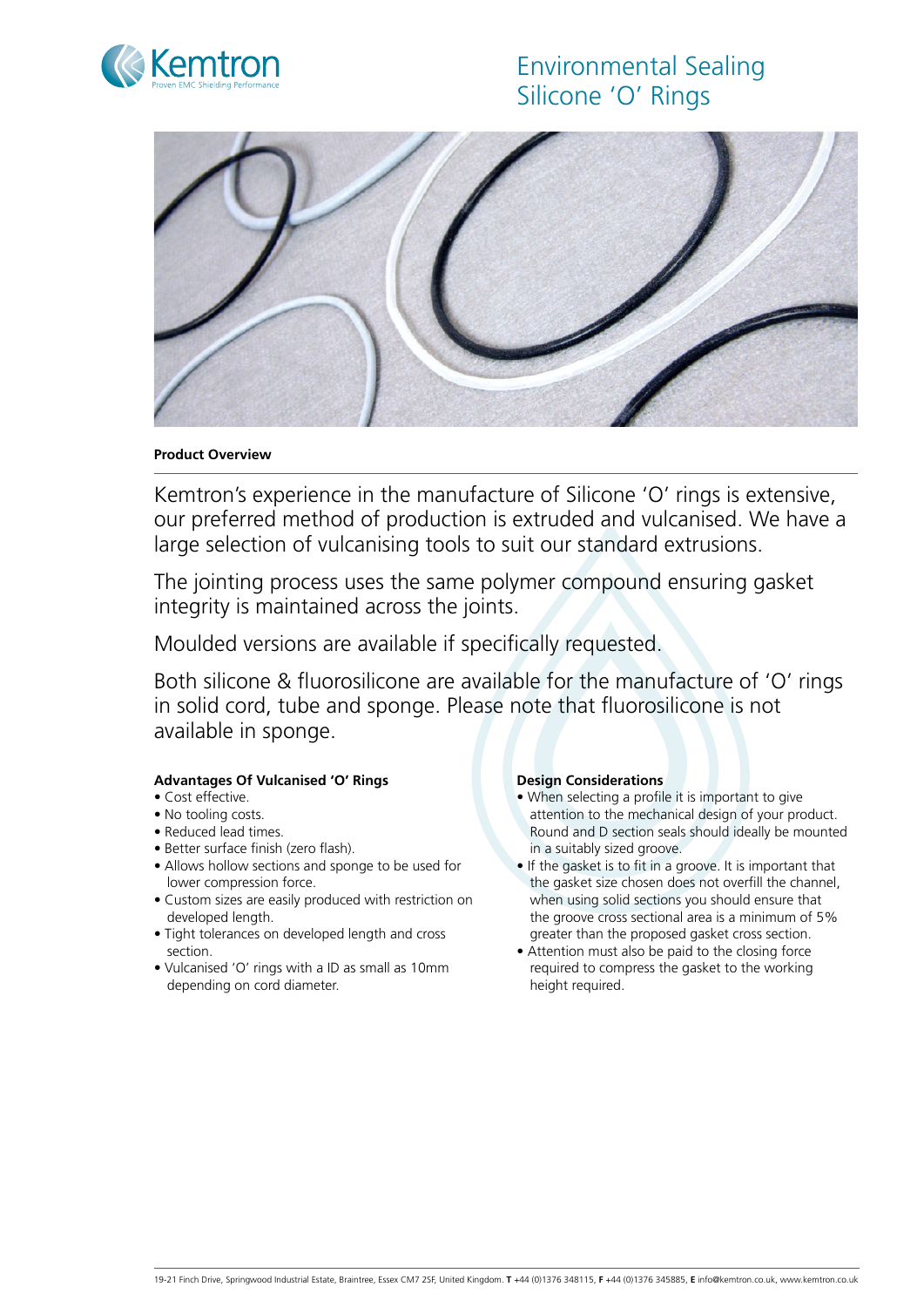# Environmental Sealing Silicone 'O' Rings

**Product Overview**

Kemtron's experience in the manufacture of Silicone 'O' rings is extensive, our preferred method of production is extruded and vulcanised. We have a large selection of vulcanising tools to suit our standard extrusions.

The jointing process uses the same polymer compound ensuring gasket integrity is maintained across the joints.

Moulded versions are available if specifically requested.

Both silicone & fluorosilicone are available for the manufacture of 'O' rings in solid cord, tube and sponge. Please note that fluorosilicone is not available in sponge.

**Advantages Of Vulcanised 'O' Rings**

- Cost effective.
- No tooling costs.
- Reduced lead times.
- Better surface finish (zero flash).
- Allows hollow sections and sponge to be used for lower compression force.
- Custom sizes are easily produced with restriction on developed length.
- Tight tolerances on developed length and cross section.
- Vulcanised 'O' rings with a ID as small as 10mm depending on cord diameter.

**Design Considerations**

- When selecting a profile it is important to give attention to the mechanical design of your product. Round and D section seals should ideally be mounted in a suitably sized groove.
- If the gasket is to fit in a groove. It is important that the gasket size chosen does not overfill the channel, when using solid sections you should ensure that the groove cross sectional area is a minimum of 5% greater than the proposed gasket cross section.
- Attention must also be paid to the closing force required to compress the gasket to the working height required.

19-21 Finch Drive, Springwood Industrial Estate, Braintree, Essex CM7 2SF, United Kingdom. **T** +44 (0)1376 348115, **F** +44 (0)1376 345885, **E** info@kemtron.co.uk, www.kemtron.co.uk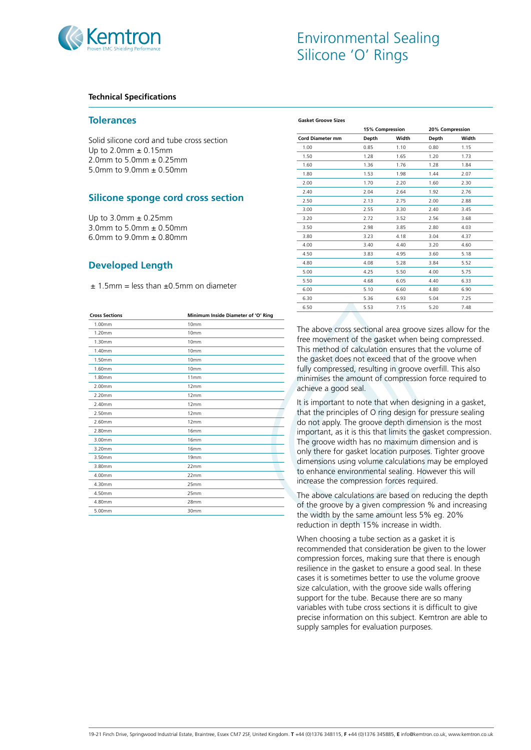# Environmental Sealing Silicone 'O' Rings

**Technical Specifications**

## Tolerances

Solid silicone cord and tube cross section
Up to 2.0mm ± 0.15mm
2.0mm to 5.0mm ± 0.25mm
5.0mm to 9.0mm ± 0.50mm

## Silicone sponge cord cross section

Up to 3.0mm ± 0.25mm
3.0mm to 5.0mm ± 0.50mm
6.0mm to 9.0mm ± 0.80mm

## Developed Length

± 1.5mm = less than ±0.5mm on diameter

| Cross Sections | Minimum Inside Diameter of 'O' Ring |
|---|---|
| 1.00mm | 10mm |
| 1.20mm | 10mm |
| 1.30mm | 10mm |
| 1.40mm | 10mm |
| 1.50mm | 10mm |
| 1.60mm | 10mm |
| 1.80mm | 11mm |
| 2.00mm | 12mm |
| 2.20mm | 12mm |
| 2.40mm | 12mm |
| 2.50mm | 12mm |
| 2.60mm | 12mm |
| 2.80mm | 16mm |
| 3.00mm | 16mm |
| 3.20mm | 16mm |
| 3.50mm | 19mm |
| 3.80mm | 22mm |
| 4.00mm | 22mm |
| 4.30mm | 25mm |
| 4.50mm | 25mm |
| 4.80mm | 28mm |
| 5.00mm | 30mm |

**Gasket Groove Sizes**

| | 15% Compression | | 20% Compression | |
|---|---|---|---|---|
| Cord Diameter mm | Depth | Width | Depth | Width |
| 1.00 | 0.85 | 1.10 | 0.80 | 1.15 |
| 1.50 | 1.28 | 1.65 | 1.20 | 1.73 |
| 1.60 | 1.36 | 1.76 | 1.28 | 1.84 |
| 1.80 | 1.53 | 1.98 | 1.44 | 2.07 |
| 2.00 | 1.70 | 2.20 | 1.60 | 2.30 |
| 2.40 | 2.04 | 2.64 | 1.92 | 2.76 |
| 2.50 | 2.13 | 2.75 | 2.00 | 2.88 |
| 3.00 | 2.55 | 3.30 | 2.40 | 3.45 |
| 3.20 | 2.72 | 3.52 | 2.56 | 3.68 |
| 3.50 | 2.98 | 3.85 | 2.80 | 4.03 |
| 3.80 | 3.23 | 4.18 | 3.04 | 4.37 |
| 4.00 | 3.40 | 4.40 | 3.20 | 4.60 |
| 4.50 | 3.83 | 4.95 | 3.60 | 5.18 |
| 4.80 | 4.08 | 5.28 | 3.84 | 5.52 |
| 5.00 | 4.25 | 5.50 | 4.00 | 5.75 |
| 5.50 | 4.68 | 6.05 | 4.40 | 6.33 |
| 6.00 | 5.10 | 6.60 | 4.80 | 6.90 |
| 6.30 | 5.36 | 6.93 | 5.04 | 7.25 |
| 6.50 | 5.53 | 7.15 | 5.20 | 7.48 |

The above cross sectional area groove sizes allow for the free movement of the gasket when being compressed. This method of calculation ensures that the volume of the gasket does not exceed that of the groove when fully compressed, resulting in groove overfill. This also minimises the amount of compression force required to achieve a good seal.

It is important to note that when designing in a gasket, that the principles of O ring design for pressure sealing do not apply. The groove depth dimension is the most important, as it is this that limits the gasket compression. The groove width has no maximum dimension and is only there for gasket location purposes. Tighter groove dimensions using volume calculations may be employed to enhance environmental sealing. However this will increase the compression forces required.

The above calculations are based on reducing the depth of the groove by a given compression % and increasing the width by the same amount less 5% eg. 20% reduction in depth 15% increase in width.

When choosing a tube section as a gasket it is recommended that consideration be given to the lower compression forces, making sure that there is enough resilience in the gasket to ensure a good seal. In these cases it is sometimes better to use the volume groove size calculation, with the groove side walls offering support for the tube. Because there are so many variables with tube cross sections it is difficult to give precise information on this subject. Kemtron are able to supply samples for evaluation purposes.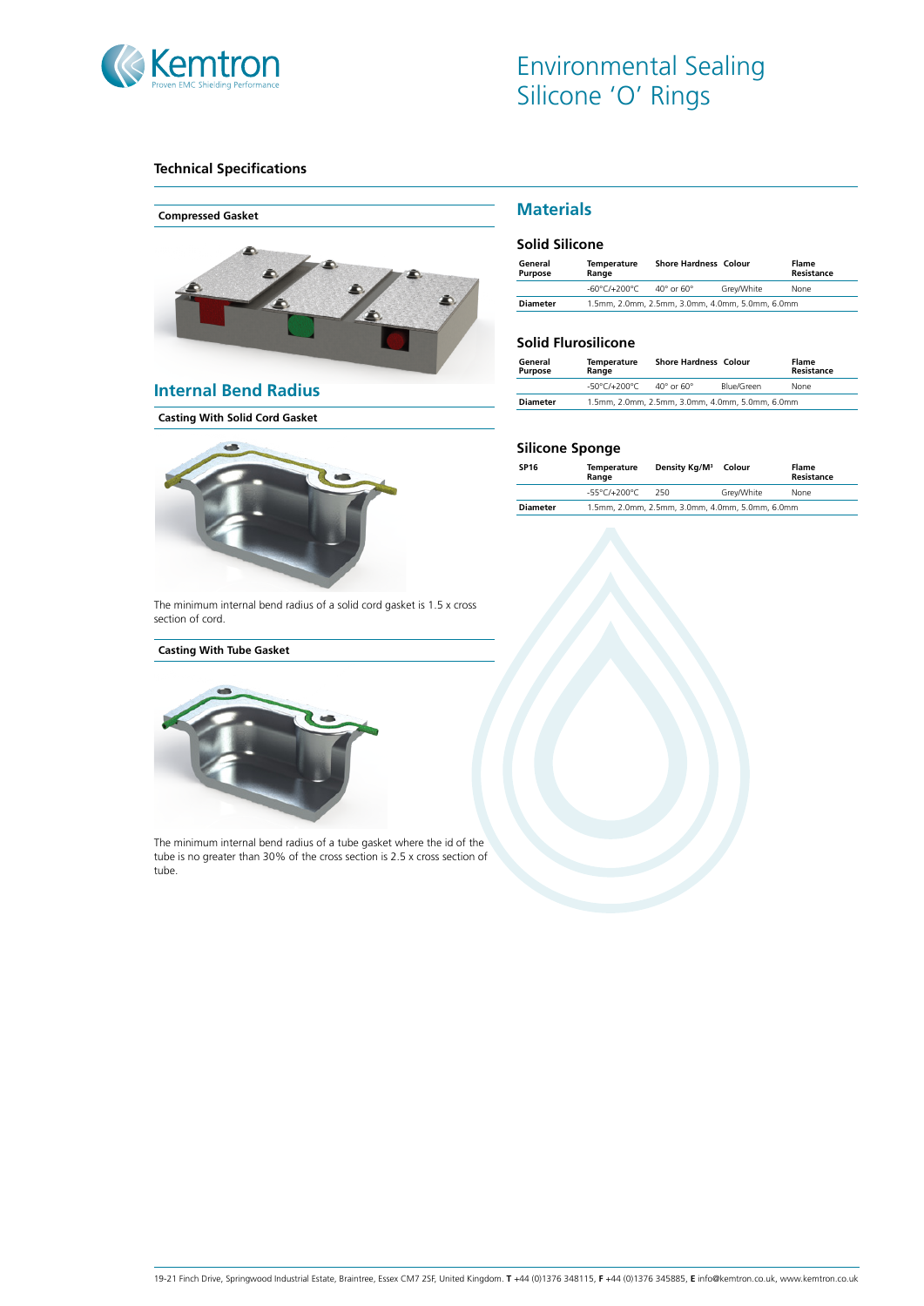# Environmental Sealing Silicone 'O' Rings

## Technical Specifications

### Compressed Gasket

## Internal Band Radius

### Casting With Solid Cord Gasket

The minimum internal bend radius of a solid cord gasket is 1.5 x cross section of cord.

### Casting With Tube Gasket

The minimum internal bend radius of a tube gasket where the id of the tube is no greater than 30% of the cross section is 2.5 x cross section of tube.

## Materials

### Solid Silicone

| General Purpose | Temperature Range | Shore Hardness | Colour | Flame Resistance |
|---|---|---|---|---|
| | -60°C/+200°C | 40° or 60° | Grey/White | None |
| **Diameter** | 1.5mm, 2.0mm, 2.5mm, 3.0mm, 4.0mm, 5.0mm, 6.0mm | | | |

### Solid Flurosilicone

| General Purpose | Temperature Range | Shore Hardness | Colour | Flame Resistance |
|---|---|---|---|---|
| | -50°C/+200°C | 40° or 60° | Blue/Green | None |
| **Diameter** | 1.5mm, 2.0mm, 2.5mm, 3.0mm, 4.0mm, 5.0mm, 6.0mm | | | |

### Silicone Sponge

| SP16 | Temperature Range | Density Kg/M³ | Colour | Flame Resistance |
|---|---|---|---|---|
| | -55°C/+200°C | 250 | Grey/White | None |
| **Diameter** | 1.5mm, 2.0mm, 2.5mm, 3.0mm, 4.0mm, 5.0mm, 6.0mm | | | |

19-21 Finch Drive, Springwood Industrial Estate, Braintree, Essex CM7 2SF, United Kingdom. **T** +44 (0)1376 348115, **F** +44 (0)1376 345885, **E** info@kemtron.co.uk, www.kemtron.co.uk